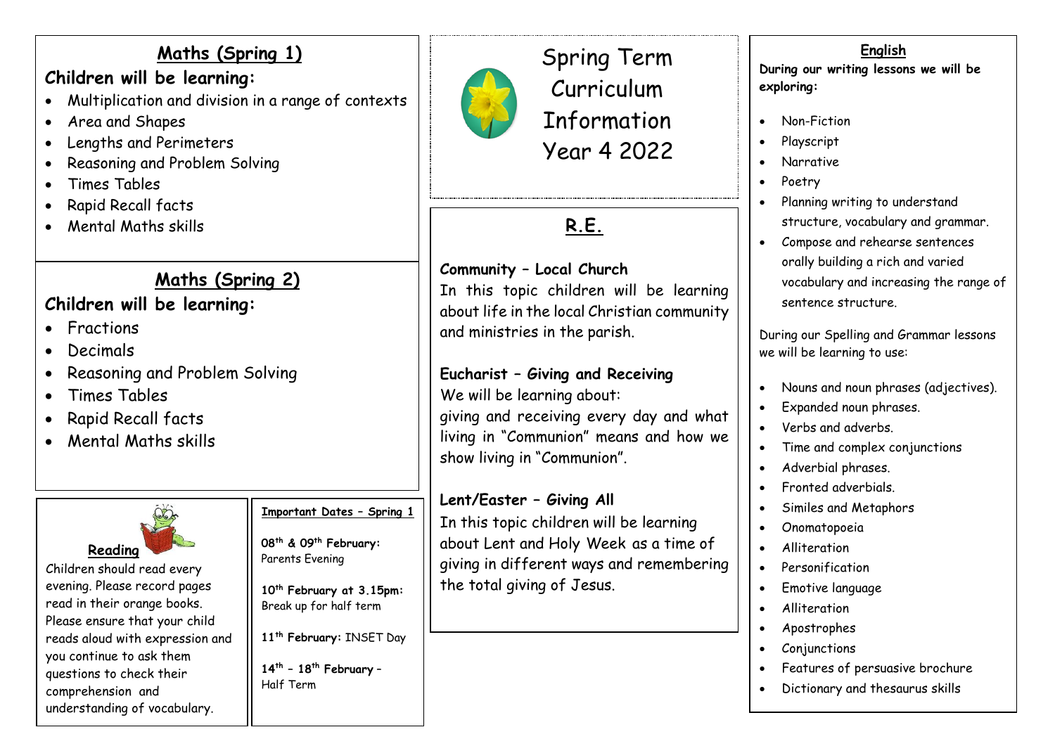# Spring Term Curriculum Information Year 4 2022

## Maths (Spring 1)

**Children will be learning:**

- Multiplication and division in a range of contexts
- Area and Shapes
- Lengths and Perimeters
- Reasoning and Problem Solving
- Times Tables
- Rapid Recall facts
- Mental Maths skills

## Maths (Spring 2)

**Children will be learning:**

- Fractions
- Decimals
- Reasoning and Problem Solving
- Times Tables
- Rapid Recall facts
- Mental Maths skills

## Reading

Children should read every evening. Please record pages read in their orange books. Please ensure that your child reads aloud with expression and you continue to ask them questions to check their comprehension and understanding of vocabulary.

## Important Dates – Spring 1

**08th & 09th February:** Parents Evening

**10th February at 3.15pm:** Break up for half term

**11th February:** INSET Day

**14th – 18th February** – Half Term

## R.E.

**Community – Local Church**
In this topic children will be learning about life in the local Christian community and ministries in the parish.

**Eucharist – Giving and Receiving**
We will be learning about:
giving and receiving every day and what living in "Communion" means and how we show living in "Communion".

**Lent/Easter – Giving All**
In this topic children will be learning about Lent and Holy Week as a time of giving in different ways and remembering the total giving of Jesus.

## English

**During our writing lessons we will be exploring:**

- Non-Fiction
- Playscript
- Narrative
- Poetry
- Planning writing to understand structure, vocabulary and grammar.
- Compose and rehearse sentences orally building a rich and varied vocabulary and increasing the range of sentence structure.

During our Spelling and Grammar lessons we will be learning to use:

- Nouns and noun phrases (adjectives).
- Expanded noun phrases.
- Verbs and adverbs.
- Time and complex conjunctions
- Adverbial phrases.
- Fronted adverbials.
- Similes and Metaphors
- Onomatopoeia
- Alliteration
- Personification
- Emotive language
- Alliteration
- Apostrophes
- Conjunctions
- Features of persuasive brochure
- Dictionary and thesaurus skills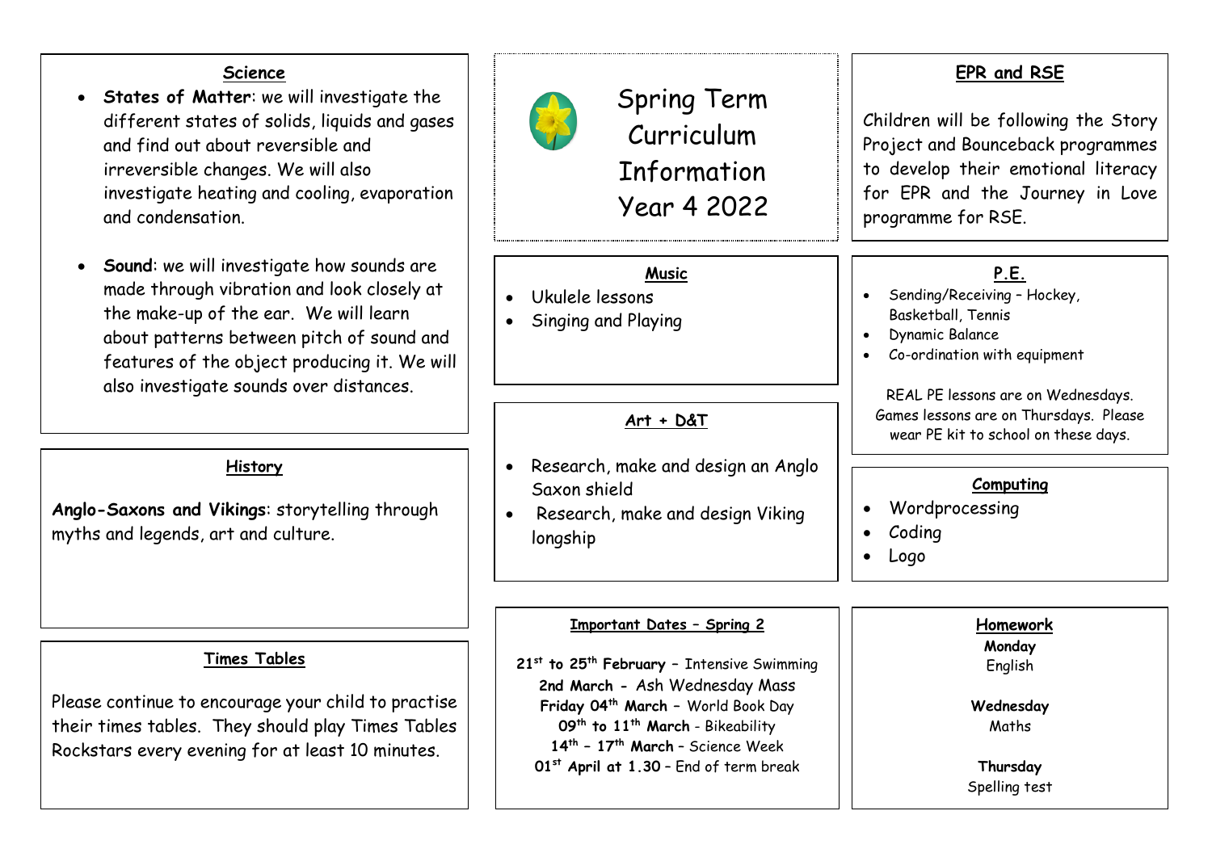# Spring Term Curriculum Information Year 4 2022

## Science

- **States of Matter**: we will investigate the different states of solids, liquids and gases and find out about reversible and irreversible changes. We will also investigate heating and cooling, evaporation and condensation.
- **Sound**: we will investigate how sounds are made through vibration and look closely at the make-up of the ear. We will learn about patterns between pitch of sound and features of the object producing it. We will also investigate sounds over distances.

## History

**Anglo-Saxons and Vikings**: storytelling through myths and legends, art and culture.

## Times Tables

Please continue to encourage your child to practise their times tables. They should play Times Tables Rockstars every evening for at least 10 minutes.

## Music

- Ukulele lessons
- Singing and Playing

## Art + D&T

- Research, make and design an Anglo Saxon shield
- Research, make and design Viking longship

## Important Dates – Spring 2

**21st to 25th February** – Intensive Swimming
**2nd March** - Ash Wednesday Mass
**Friday 04th March** – World Book Day
**09th to 11th March** - Bikeability
**14th – 17th March** – Science Week
**01st April at 1.30** – End of term break

## EPR and RSE

Children will be following the Story Project and Bounceback programmes to develop their emotional literacy for EPR and the Journey in Love programme for RSE.

## P.E.

- Sending/Receiving – Hockey, Basketball, Tennis
- Dynamic Balance
- Co-ordination with equipment

REAL PE lessons are on Wednesdays. Games lessons are on Thursdays. Please wear PE kit to school on these days.

## Computing

- Wordprocessing
- Coding
- Logo

## Homework

**Monday**
English

**Wednesday**
Maths

**Thursday**
Spelling test